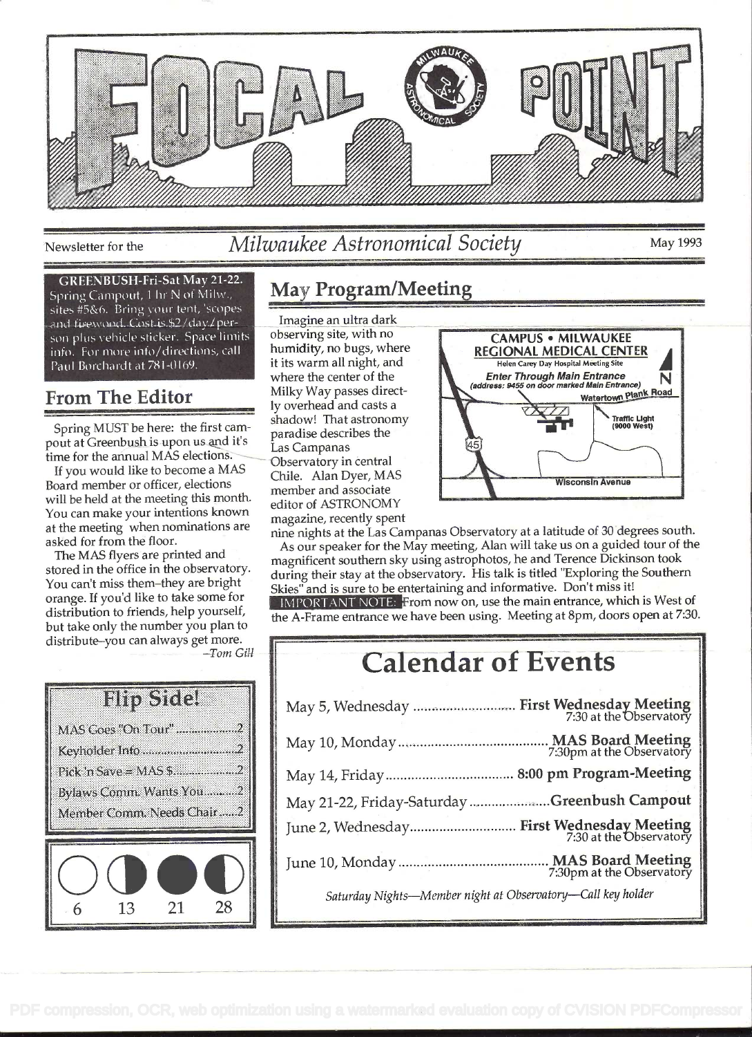# FOCAL POINT

Newsletter for the *Milwaukee Astronomical Society* — May 1993

**GREENBUSH-Fri-Sat May 21-22.** Spring Campout, 1 hr N of Milw., sites #5&6. Bring your tent, 'scopes and firewood. Cost is $2/day/person plus vehicle sticker. Space limits info. For more info/directions, call Paul Borchardt at 781-0169.

## From The Editor

Spring MUST be here: the first campout at Greenbush is upon us and it's time for the annual MAS elections.

If you would like to become a MAS Board member or officer, elections will be held at the meeting this month. You can make your intentions known at the meeting when nominations are asked for from the floor.

The MAS flyers are printed and stored in the office in the observatory. You can't miss them–they are bright orange. If you'd like to take some for distribution to friends, help yourself, but take only the number you plan to distribute–you can always get more.

*–Tom Gill*

## Flip Side!

- MAS Goes "On Tour" ........ 2
- Keyholder Info ........ 2
- Pick 'n Save = MAS $ ........ 2
- Bylaws Comm. Wants You ........ 2
- Member Comm. Needs Chair ........ 2

| ○ | ◑ | ● | ◐ |
|---|---|---|---|
| 6 | 13 | 21 | 28 |

## May Program/Meeting

Imagine an ultra dark observing site, with no humidity, no bugs, where it its warm all night, and where the center of the Milky Way passes directly overhead and casts a shadow! That astronomy paradise describes the Las Campanas Observatory in central Chile. Alan Dyer, MAS member and associate editor of ASTRONOMY magazine, recently spent nine nights at the Las Campanas Observatory at a latitude of 30 degrees south.

CAMPUS • MILWAUKEE REGIONAL MEDICAL CENTER
Helen Carey Day Hospital Meeting Site
*Enter Through Main Entrance*
(address: 9455 on door marked Main Entrance)
Watertown Plank Road — Traffic Light (9000 West) — 45 — Wisconsin Avenue — N

As our speaker for the May meeting, Alan will take us on a guided tour of the magnificent southern sky using astrophotos, he and Terence Dickinson took during their stay at the observatory. His talk is titled "Exploring the Southern Skies" and is sure to be entertaining and informative. Don't miss it!

IMPORTANT NOTE: From now on, use the main entrance, which is West of the A-Frame entrance we have been using. Meeting at 8pm, doors open at 7:30.

## Calendar of Events

- May 5, Wednesday ........ **First Wednesday Meeting** 7:30 at the Observatory
- May 10, Monday ........ **MAS Board Meeting** 7:30pm at the Observatory
- May 14, Friday ........ **8:00 pm Program-Meeting**
- May 21-22, Friday-Saturday ........ **Greenbush Campout**
- June 2, Wednesday ........ **First Wednesday Meeting** 7:30 at the Observatory
- June 10, Monday ........ **MAS Board Meeting** 7:30pm at the Observatory

*Saturday Nights—Member night at Observatory—Call key holder*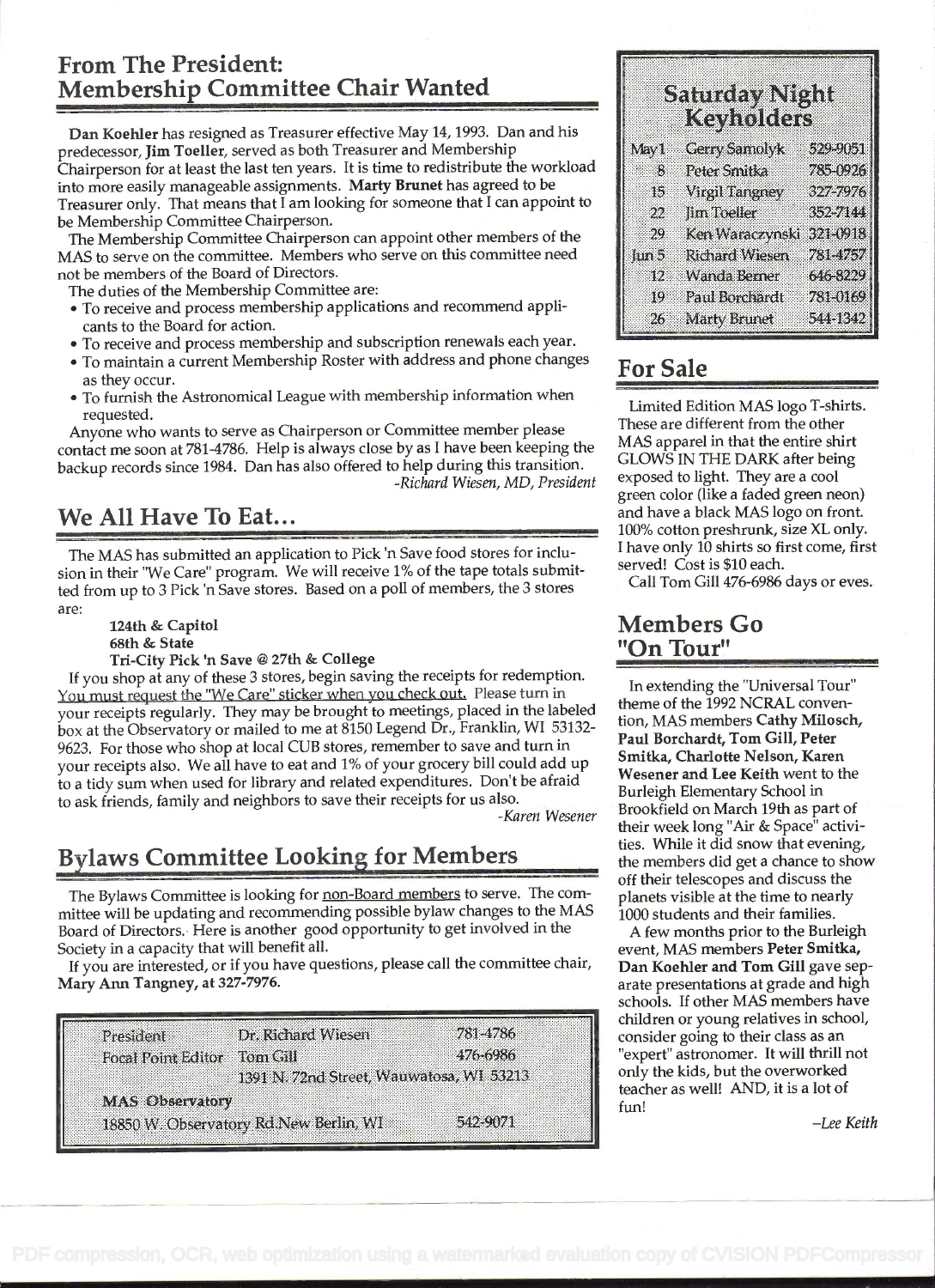## From The President: Membership Committee Chair Wanted

**Dan Koehler** has resigned as Treasurer effective May 14, 1993. Dan and his predecessor, **Jim Toeller**, served as both Treasurer and Membership Chairperson for at least the last ten years. It is time to redistribute the workload into more easily manageable assignments. **Marty Brunet** has agreed to be Treasurer only. That means that I am looking for someone that I can appoint to be Membership Committee Chairperson.

The Membership Committee Chairperson can appoint other members of the MAS to serve on the committee. Members who serve on this committee need not be members of the Board of Directors.

The duties of the Membership Committee are:

- To receive and process membership applications and recommend applicants to the Board for action.
- To receive and process membership and subscription renewals each year.
- To maintain a current Membership Roster with address and phone changes as they occur.
- To furnish the Astronomical League with membership information when requested.

Anyone who wants to serve as Chairperson or Committee member please contact me soon at 781-4786. Help is always close by as I have been keeping the backup records since 1984. Dan has also offered to help during this transition.

*-Richard Wiesen, MD, President*

## We All Have To Eat...

The MAS has submitted an application to Pick 'n Save food stores for inclusion in their "We Care" program. We will receive 1% of the tape totals submitted from up to 3 Pick 'n Save stores. Based on a poll of members, the 3 stores are:

**124th & Capitol**
**68th & State**
**Tri-City Pick 'n Save @ 27th & College**

If you shop at any of these 3 stores, begin saving the receipts for redemption. You must request the "We Care" sticker when you check out. Please turn in your receipts regularly. They may be brought to meetings, placed in the labeled box at the Observatory or mailed to me at 8150 Legend Dr., Franklin, WI 53132-9623. For those who shop at local CUB stores, remember to save and turn in your receipts also. We all have to eat and 1% of your grocery bill could add up to a tidy sum when used for library and related expenditures. Don't be afraid to ask friends, family and neighbors to save their receipts for us also.

*-Karen Wesener*

## Bylaws Committee Looking for Members

The Bylaws Committee is looking for non-Board members to serve. The committee will be updating and recommending possible bylaw changes to the MAS Board of Directors. Here is another good opportunity to get involved in the Society in a capacity that will benefit all.

If you are interested, or if you have questions, please call the committee chair, **Mary Ann Tangney, at 327-7976.**

| | | |
|---|---|---|
| President | Dr. Richard Wiesen | 781-4786 |
| Focal Point Editor | Tom Gill | 476-6986 |
| | 1391 N. 72nd Street, Wauwatosa, WI 53213 | |
| **MAS Observatory** | | |
| 18850 W. Observatory Rd New Berlin, WI | | 542-9071 |

## Saturday Night Keyholders

| | | |
|---|---|---|
| May 1 | Gerry Samolyk | 529-9051 |
| 8 | Peter Smitka | 785-0926 |
| 15 | Virgil Tangney | 327-7976 |
| 22 | Jim Toeller | 352-7144 |
| 29 | Ken Waraczynski | 321-0918 |
| Jun 5 | Richard Wiesen | 781-4757 |
| 12 | Wanda Berner | 646-8229 |
| 19 | Paul Borchardt | 781-0169 |
| 26 | Marty Brunet | 544-1342 |

## For Sale

Limited Edition MAS logo T-shirts. These are different from the other MAS apparel in that the entire shirt GLOWS IN THE DARK after being exposed to light. They are a cool green color (like a faded green neon) and have a black MAS logo on front. 100% cotton preshrunk, size XL only. I have only 10 shirts so first come, first served! Cost is $10 each.

Call Tom Gill 476-6986 days or eves.

## Members Go "On Tour"

In extending the "Universal Tour" theme of the 1992 NCRAL convention, MAS members **Cathy Milosch, Paul Borchardt, Tom Gill, Peter Smitka, Charlotte Nelson, Karen Wesener and Lee Keith** went to the Burleigh Elementary School in Brookfield on March 19th as part of their week long "Air & Space" activities. While it did snow that evening, the members did get a chance to show off their telescopes and discuss the planets visible at the time to nearly 1000 students and their families.

A few months prior to the Burleigh event, MAS members **Peter Smitka, Dan Koehler and Tom Gill** gave separate presentations at grade and high schools. If other MAS members have children or young relatives in school, consider going to their class as an "expert" astronomer. It will thrill not only the kids, but the overworked teacher as well! AND, it is a lot of fun!

*–Lee Keith*